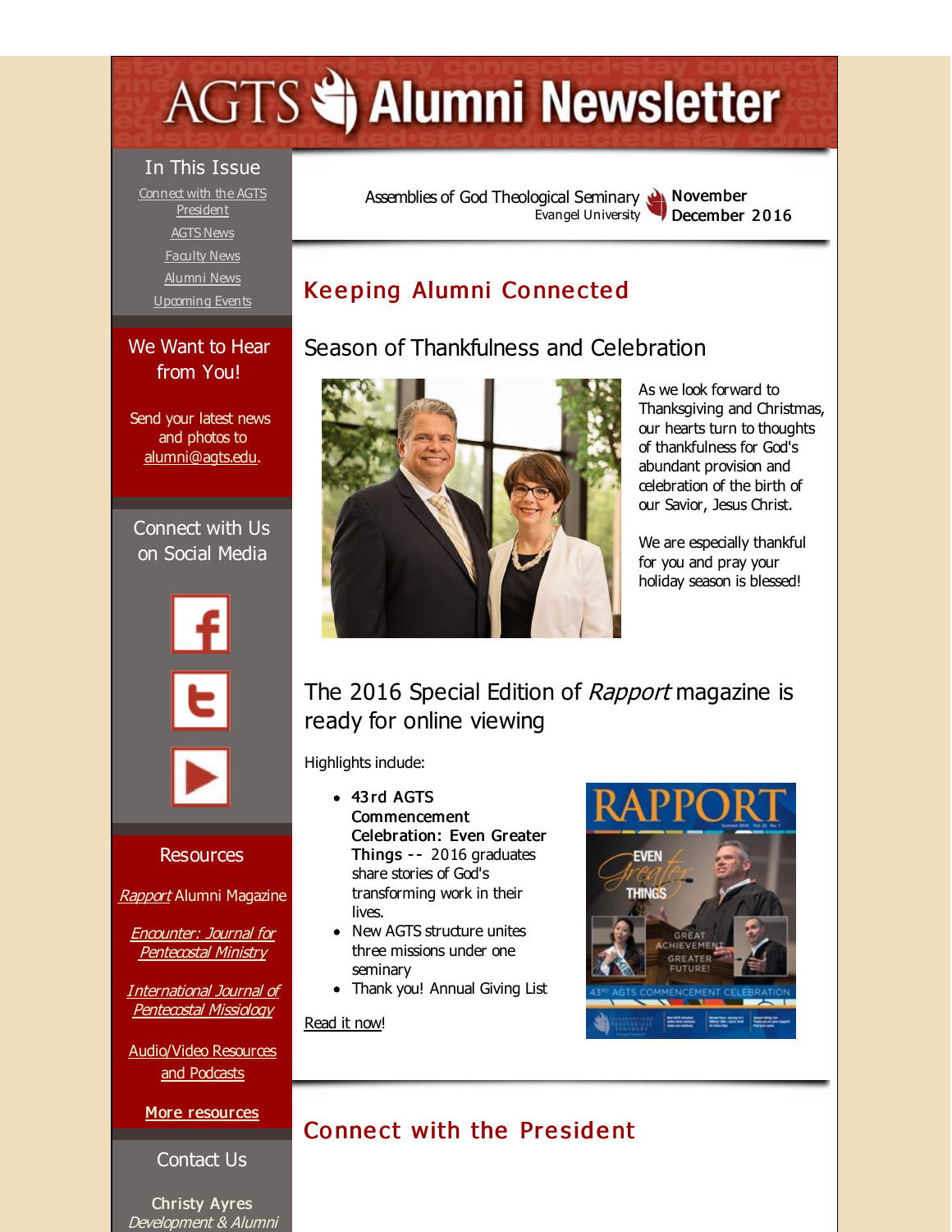# AGTS Alumni Newsletter

**In This Issue**

- Connect with the AGTS President
- AGTS News
- Faculty News
- Alumni News
- Upcoming Events

**We Want to Hear from You!**

Send your latest news and photos to alumni@agts.edu.

**Connect with Us on Social Media**

**Resources**

*Rapport* Alumni Magazine

*Encounter: Journal for Pentecostal Ministry*

*International Journal of Pentecostal Missiology*

Audio/Video Resources and Podcasts

**More resources**

**Contact Us**

**Christy Ayres**
*Development & Alumni*

Assemblies of God Theological Seminary
Evangel University

**November December 2016**

## Keeping Alumni Connected

### Season of Thankfulness and Celebration

As we look forward to Thanksgiving and Christmas, our hearts turn to thoughts of thankfulness for God's abundant provision and celebration of the birth of our Savior, Jesus Christ.

We are especially thankful for you and pray your holiday season is blessed!

### The 2016 Special Edition of *Rapport* magazine is ready for online viewing

Highlights include:

- **43rd AGTS Commencement Celebration: Even Greater Things --** 2016 graduates share stories of God's transforming work in their lives.
- New AGTS structure unites three missions under one seminary
- Thank you! Annual Giving List

Read it now!

## Connect with the President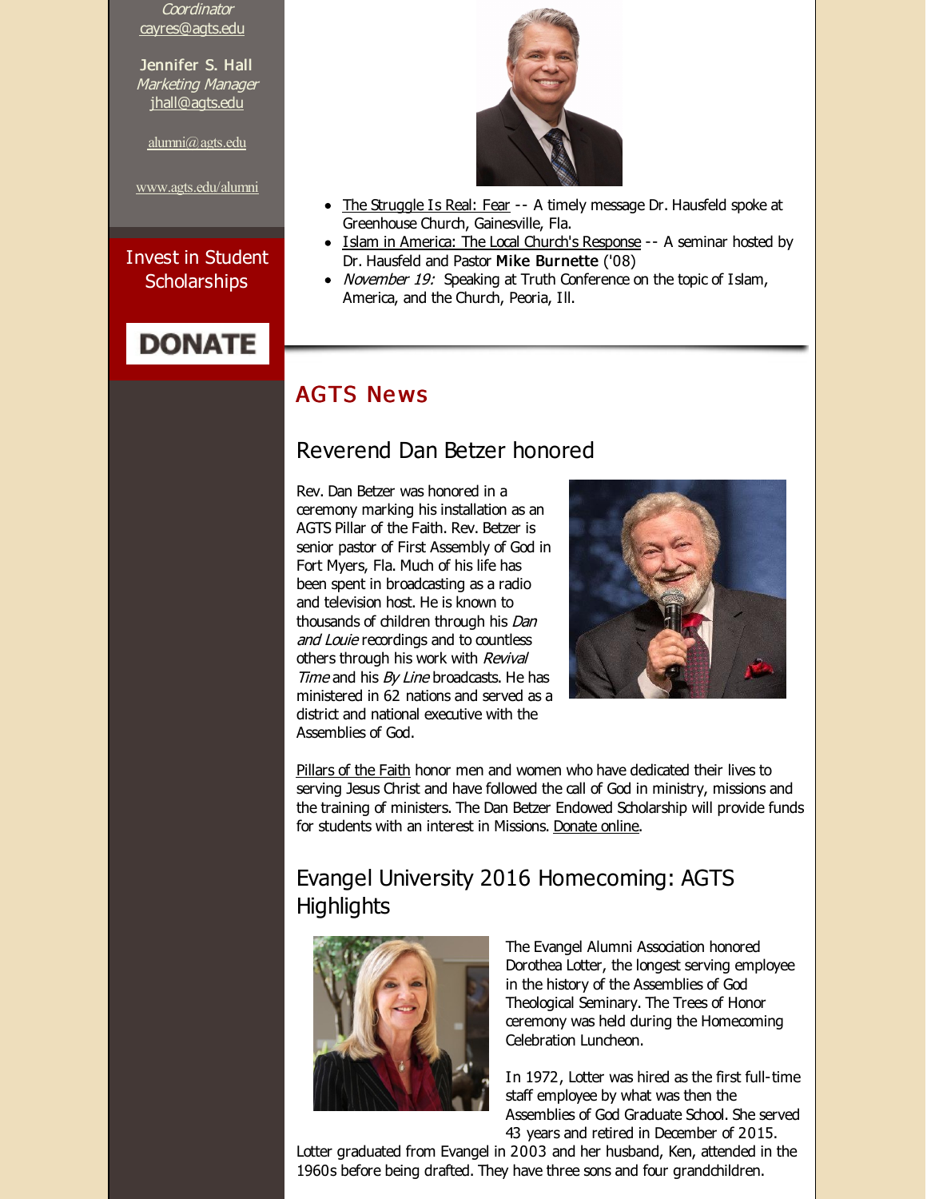*Coordinator*
cayres@agts.edu

Jennifer S. Hall
*Marketing Manager*
jhall@agts.edu

alumni@agts.edu

www.agts.edu/alumni

Invest in Student Scholarships

DONATE

- The Struggle Is Real: Fear -- A timely message Dr. Hausfeld spoke at Greenhouse Church, Gainesville, Fla.
- Islam in America: The Local Church's Response -- A seminar hosted by Dr. Hausfeld and Pastor **Mike Burnette** ('08)
- *November 19:* Speaking at Truth Conference on the topic of Islam, America, and the Church, Peoria, Ill.

## AGTS News

### Reverend Dan Betzer honored

Rev. Dan Betzer was honored in a ceremony marking his installation as an AGTS Pillar of the Faith. Rev. Betzer is senior pastor of First Assembly of God in Fort Myers, Fla. Much of his life has been spent in broadcasting as a radio and television host. He is known to thousands of children through his *Dan and Louie* recordings and to countless others through his work with *Revival Time* and his *By Line* broadcasts. He has ministered in 62 nations and served as a district and national executive with the Assemblies of God.

Pillars of the Faith honor men and women who have dedicated their lives to serving Jesus Christ and have followed the call of God in ministry, missions and the training of ministers. The Dan Betzer Endowed Scholarship will provide funds for students with an interest in Missions. Donate online.

### Evangel University 2016 Homecoming: AGTS Highlights

The Evangel Alumni Association honored Dorothea Lotter, the longest serving employee in the history of the Assemblies of God Theological Seminary. The Trees of Honor ceremony was held during the Homecoming Celebration Luncheon.

In 1972, Lotter was hired as the first full-time staff employee by what was then the Assemblies of God Graduate School. She served 43 years and retired in December of 2015. Lotter graduated from Evangel in 2003 and her husband, Ken, attended in the 1960s before being drafted. They have three sons and four grandchildren.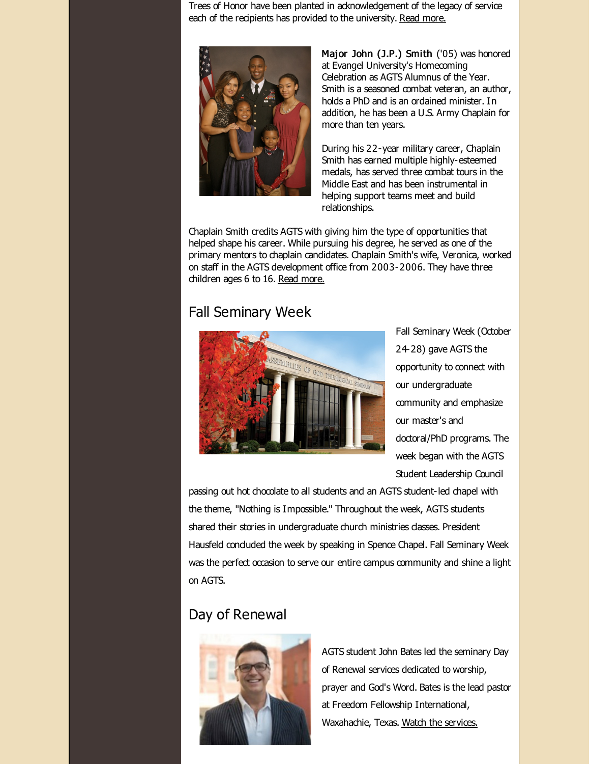Trees of Honor have been planted in acknowledgement of the legacy of service each of the recipients has provided to the university. Read more.

**Major John (J.P.) Smith** ('05) was honored at Evangel University's Homecoming Celebration as AGTS Alumnus of the Year. Smith is a seasoned combat veteran, an author, holds a PhD and is an ordained minister. In addition, he has been a U.S. Army Chaplain for more than ten years.

During his 22-year military career, Chaplain Smith has earned multiple highly-esteemed medals, has served three combat tours in the Middle East and has been instrumental in helping support teams meet and build relationships.

Chaplain Smith credits AGTS with giving him the type of opportunities that helped shape his career. While pursuing his degree, he served as one of the primary mentors to chaplain candidates. Chaplain Smith's wife, Veronica, worked on staff in the AGTS development office from 2003-2006. They have three children ages 6 to 16. Read more.

## Fall Seminary Week

Fall Seminary Week (October 24-28) gave AGTS the opportunity to connect with our undergraduate community and emphasize our master's and doctoral/PhD programs. The week began with the AGTS Student Leadership Council passing out hot chocolate to all students and an AGTS student-led chapel with the theme, "Nothing is Impossible." Throughout the week, AGTS students shared their stories in undergraduate church ministries classes. President Hausfeld concluded the week by speaking in Spence Chapel. Fall Seminary Week was the perfect occasion to serve our entire campus community and shine a light on AGTS.

## Day of Renewal

AGTS student John Bates led the seminary Day of Renewal services dedicated to worship, prayer and God's Word. Bates is the lead pastor at Freedom Fellowship International, Waxahachie, Texas. Watch the services.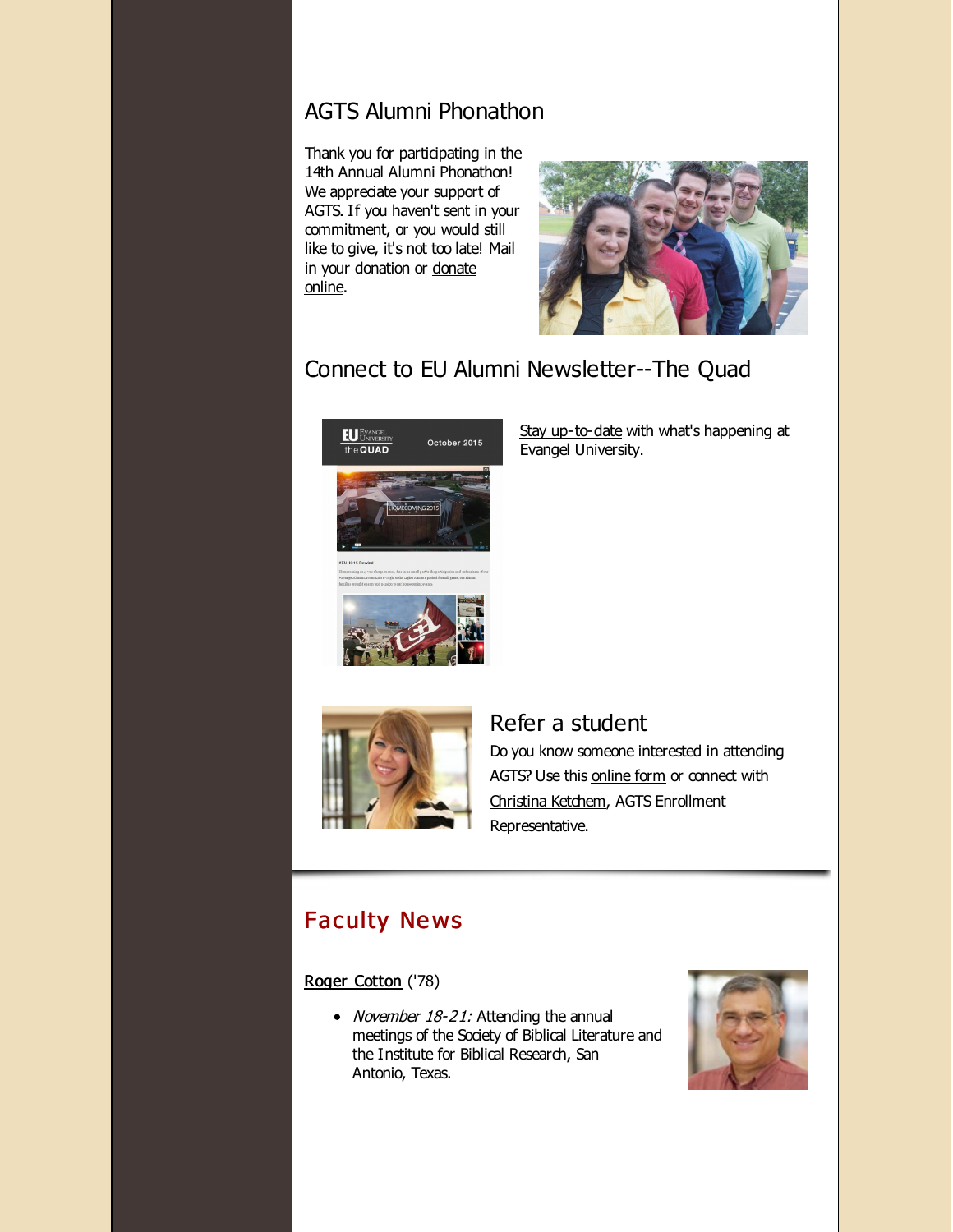## AGTS Alumni Phonathon

Thank you for participating in the 14th Annual Alumni Phonathon! We appreciate your support of AGTS. If you haven't sent in your commitment, or you would still like to give, it's not too late! Mail in your donation or donate online.

## Connect to EU Alumni Newsletter--The Quad

Stay up-to-date with what's happening at Evangel University.

## Refer a student

Do you know someone interested in attending AGTS? Use this online form or connect with Christina Ketchem, AGTS Enrollment Representative.

## Faculty News

**Roger Cotton** ('78)

- *November 18-21:* Attending the annual meetings of the Society of Biblical Literature and the Institute for Biblical Research, San Antonio, Texas.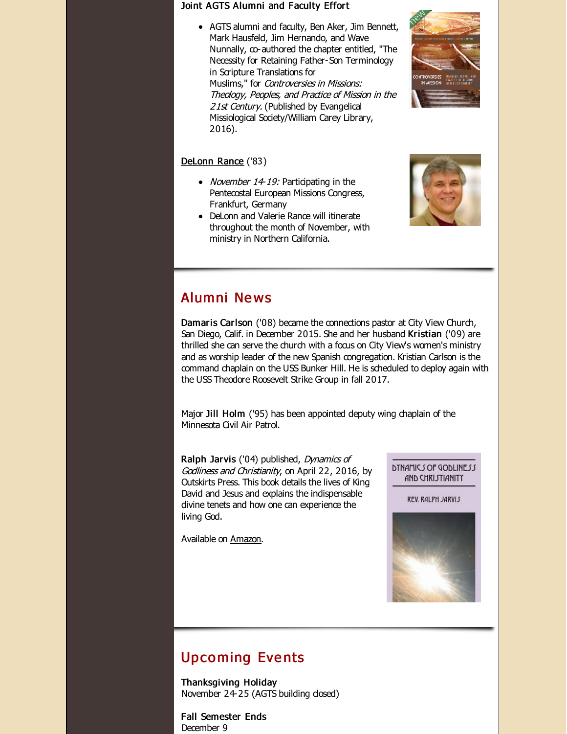**Joint AGTS Alumni and Faculty Effort**

- AGTS alumni and faculty, Ben Aker, Jim Bennett, Mark Hausfeld, Jim Hernando, and Wave Nunnally, co-authored the chapter entitled, "The Necessity for Retaining Father-Son Terminology in Scripture Translations for Muslims," for *Controversies in Missions: Theology, Peoples, and Practice of Mission in the 21st Century*. (Published by Evangelical Missiological Society/William Carey Library, 2016).

**DeLonn Rance** ('83)

- *November 14-19:* Participating in the Pentecostal European Missions Congress, Frankfurt, Germany
- DeLonn and Valerie Rance will itinerate throughout the month of November, with ministry in Northern California.

## Alumni News

**Damaris Carlson** ('08) became the connections pastor at City View Church, San Diego, Calif. in December 2015. She and her husband **Kristian** ('09) are thrilled she can serve the church with a focus on City View's women's ministry and as worship leader of the new Spanish congregation. Kristian Carlson is the command chaplain on the USS Bunker Hill. He is scheduled to deploy again with the USS Theodore Roosevelt Strike Group in fall 2017.

Major **Jill Holm** ('95) has been appointed deputy wing chaplain of the Minnesota Civil Air Patrol.

**Ralph Jarvis** ('04) published, *Dynamics of Godliness and Christianity*, on April 22, 2016, by Outskirts Press. This book details the lives of King David and Jesus and explains the indispensable divine tenets and how one can experience the living God.

Available on Amazon.

## Upcoming Events

**Thanksgiving Holiday**
November 24-25 (AGTS building closed)

**Fall Semester Ends**
December 9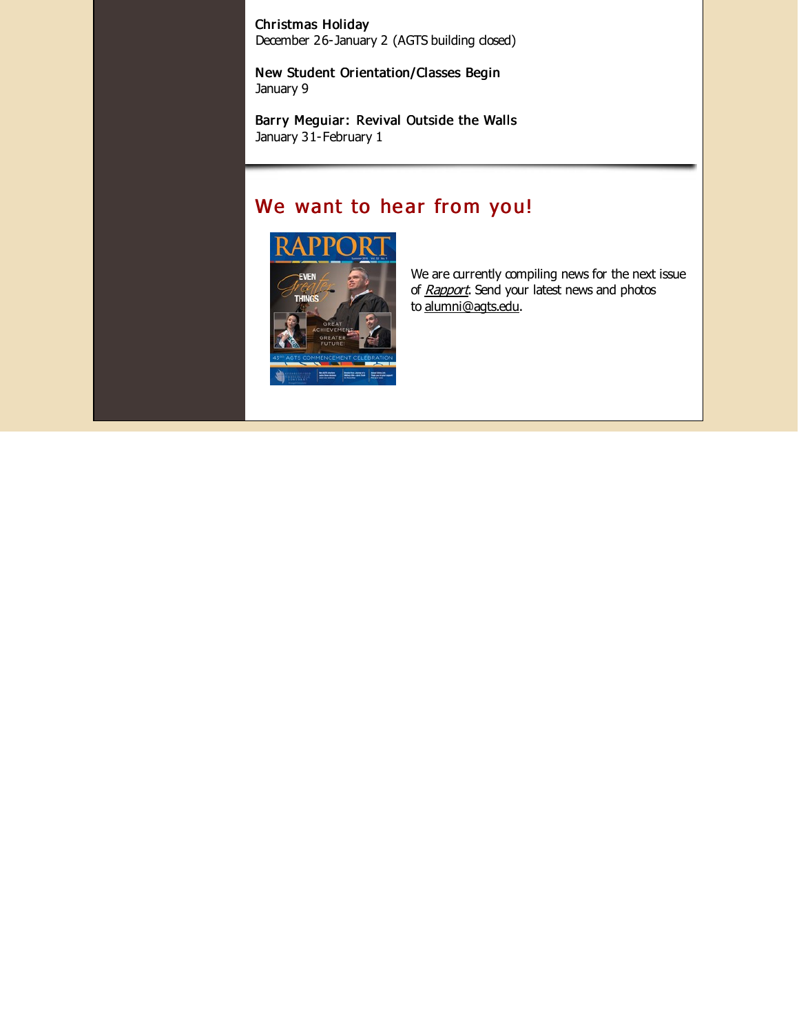**Christmas Holiday**
December 26-January 2 (AGTS building closed)

**New Student Orientation/Classes Begin**
January 9

**Barry Meguiar: Revival Outside the Walls**
January 31-February 1

## We want to hear from you!

We are currently compiling news for the next issue of *Rapport*. Send your latest news and photos to alumni@agts.edu.